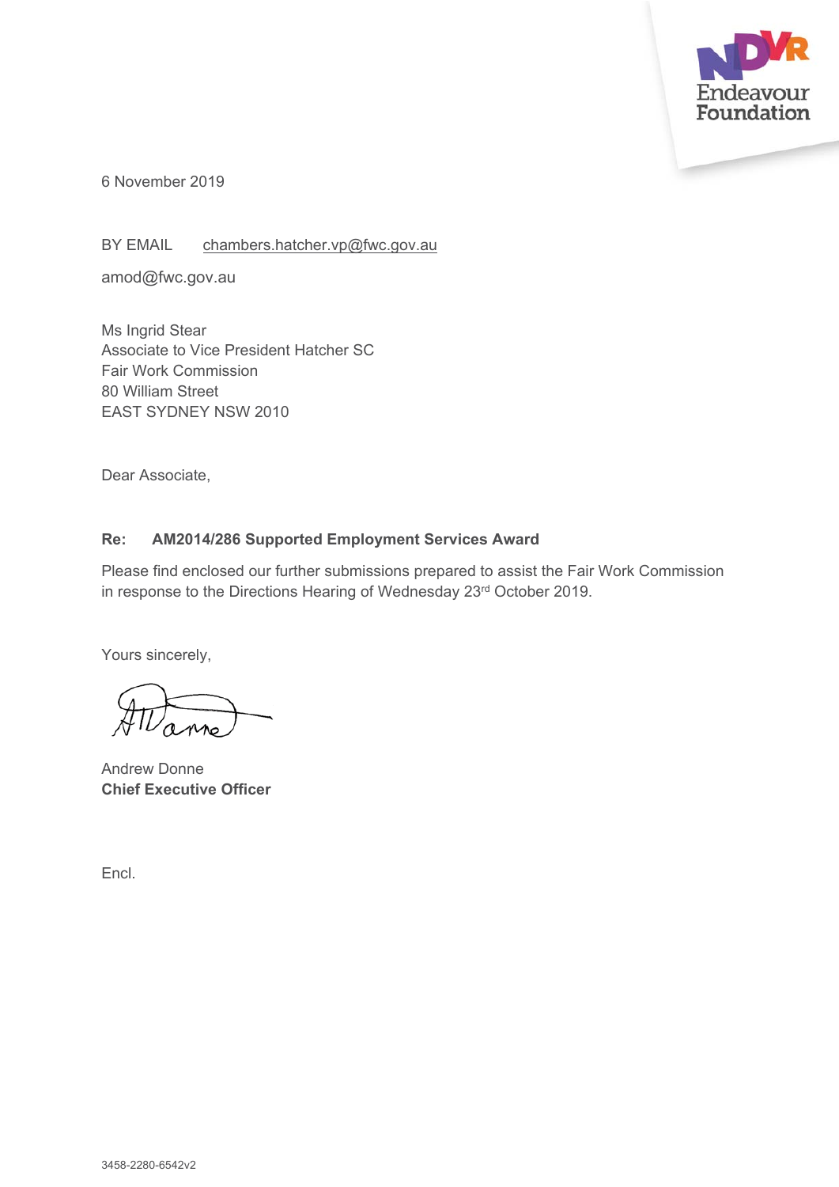Endeavour Foundation

6 November 2019

BY EMAIL chambers.hatcher.vp@fwc.gov.au

amod@fwc.gov.au

Ms Ingrid Stear
Associate to Vice President Hatcher SC
Fair Work Commission
80 William Street
EAST SYDNEY NSW 2010

Dear Associate,

**Re: AM2014/286 Supported Employment Services Award**

Please find enclosed our further submissions prepared to assist the Fair Work Commission in response to the Directions Hearing of Wednesday 23rd October 2019.

Yours sincerely,

Andrew Donne
**Chief Executive Officer**

Encl.

3458-2280-6542v2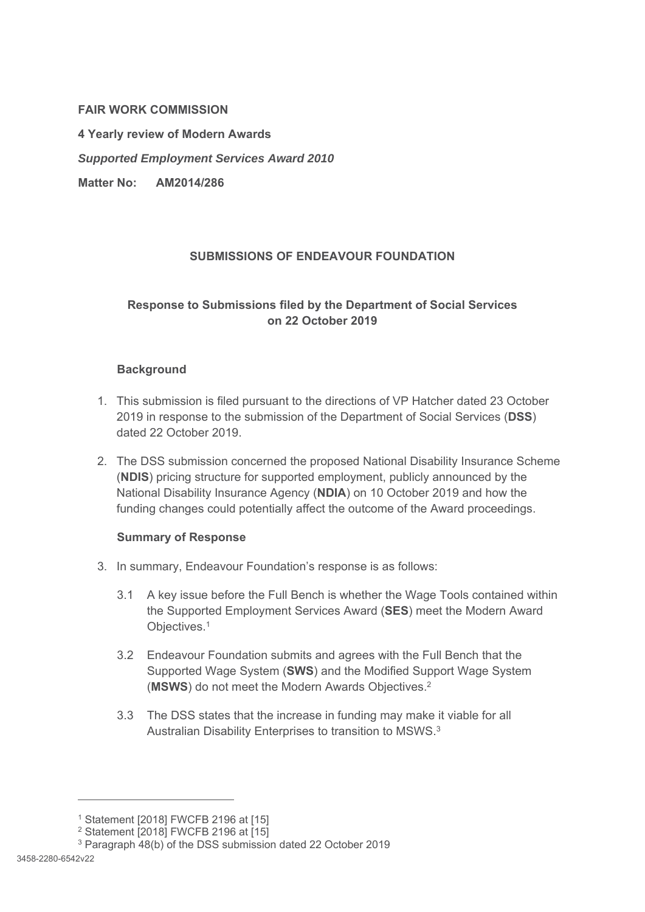**FAIR WORK COMMISSION**

**4 Yearly review of Modern Awards**

***Supported Employment Services Award 2010***

**Matter No: AM2014/286**

**SUBMISSIONS OF ENDEAVOUR FOUNDATION**

**Response to Submissions filed by the Department of Social Services on 22 October 2019**

**Background**

1. This submission is filed pursuant to the directions of VP Hatcher dated 23 October 2019 in response to the submission of the Department of Social Services (**DSS**) dated 22 October 2019.

2. The DSS submission concerned the proposed National Disability Insurance Scheme (**NDIS**) pricing structure for supported employment, publicly announced by the National Disability Insurance Agency (**NDIA**) on 10 October 2019 and how the funding changes could potentially affect the outcome of the Award proceedings.

**Summary of Response**

3. In summary, Endeavour Foundation's response is as follows:

   3.1 A key issue before the Full Bench is whether the Wage Tools contained within the Supported Employment Services Award (**SES**) meet the Modern Award Objectives.[1]

   3.2 Endeavour Foundation submits and agrees with the Full Bench that the Supported Wage System (**SWS**) and the Modified Support Wage System (**MSWS**) do not meet the Modern Awards Objectives.[2]

   3.3 The DSS states that the increase in funding may make it viable for all Australian Disability Enterprises to transition to MSWS.[3]

---

[1] Statement [2018] FWCFB 2196 at [15]

[2] Statement [2018] FWCFB 2196 at [15]

[3] Paragraph 48(b) of the DSS submission dated 22 October 2019

3458-2280-6542v22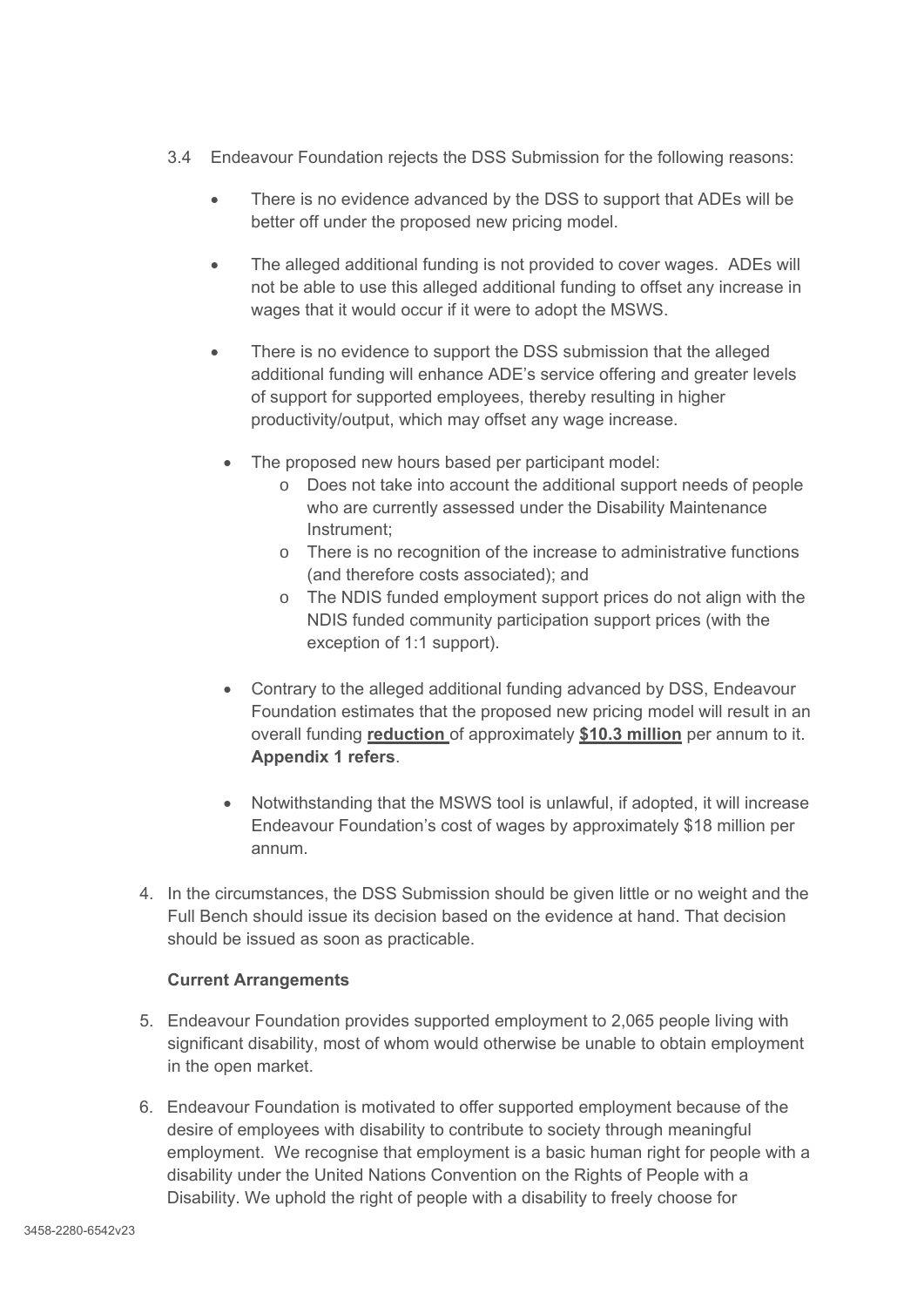3.4 Endeavour Foundation rejects the DSS Submission for the following reasons:

- There is no evidence advanced by the DSS to support that ADEs will be better off under the proposed new pricing model.
- The alleged additional funding is not provided to cover wages. ADEs will not be able to use this alleged additional funding to offset any increase in wages that it would occur if it were to adopt the MSWS.
- There is no evidence to support the DSS submission that the alleged additional funding will enhance ADE's service offering and greater levels of support for supported employees, thereby resulting in higher productivity/output, which may offset any wage increase.
- The proposed new hours based per participant model:
  - Does not take into account the additional support needs of people who are currently assessed under the Disability Maintenance Instrument;
  - There is no recognition of the increase to administrative functions (and therefore costs associated); and
  - The NDIS funded employment support prices do not align with the NDIS funded community participation support prices (with the exception of 1:1 support).
- Contrary to the alleged additional funding advanced by DSS, Endeavour Foundation estimates that the proposed new pricing model will result in an overall funding **reduction** of approximately **$10.3 million** per annum to it. **Appendix 1 refers**.
- Notwithstanding that the MSWS tool is unlawful, if adopted, it will increase Endeavour Foundation's cost of wages by approximately $18 million per annum.

4. In the circumstances, the DSS Submission should be given little or no weight and the Full Bench should issue its decision based on the evidence at hand. That decision should be issued as soon as practicable.

**Current Arrangements**

5. Endeavour Foundation provides supported employment to 2,065 people living with significant disability, most of whom would otherwise be unable to obtain employment in the open market.

6. Endeavour Foundation is motivated to offer supported employment because of the desire of employees with disability to contribute to society through meaningful employment. We recognise that employment is a basic human right for people with a disability under the United Nations Convention on the Rights of People with a Disability. We uphold the right of people with a disability to freely choose for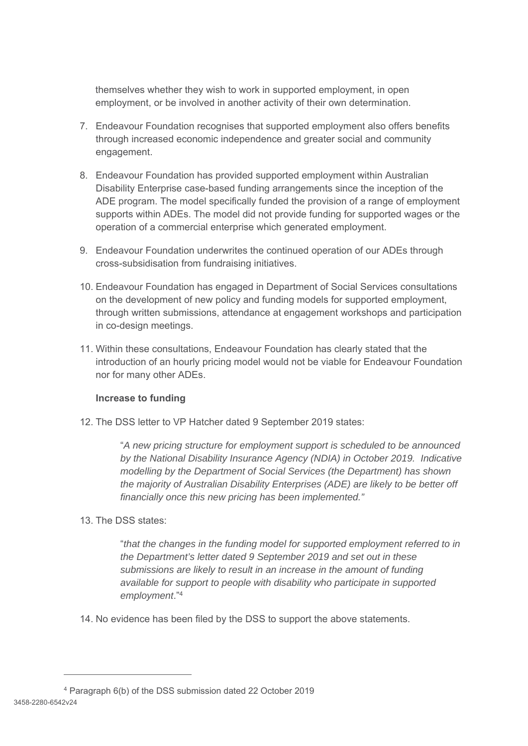themselves whether they wish to work in supported employment, in open employment, or be involved in another activity of their own determination.

7. Endeavour Foundation recognises that supported employment also offers benefits through increased economic independence and greater social and community engagement.

8. Endeavour Foundation has provided supported employment within Australian Disability Enterprise case-based funding arrangements since the inception of the ADE program. The model specifically funded the provision of a range of employment supports within ADEs. The model did not provide funding for supported wages or the operation of a commercial enterprise which generated employment.

9. Endeavour Foundation underwrites the continued operation of our ADEs through cross-subsidisation from fundraising initiatives.

10. Endeavour Foundation has engaged in Department of Social Services consultations on the development of new policy and funding models for supported employment, through written submissions, attendance at engagement workshops and participation in co-design meetings.

11. Within these consultations, Endeavour Foundation has clearly stated that the introduction of an hourly pricing model would not be viable for Endeavour Foundation nor for many other ADEs.

**Increase to funding**

12. The DSS letter to VP Hatcher dated 9 September 2019 states:

> "*A new pricing structure for employment support is scheduled to be announced by the National Disability Insurance Agency (NDIA) in October 2019. Indicative modelling by the Department of Social Services (the Department) has shown the majority of Australian Disability Enterprises (ADE) are likely to be better off financially once this new pricing has been implemented."*

13. The DSS states:

> "*that the changes in the funding model for supported employment referred to in the Department's letter dated 9 September 2019 and set out in these submissions are likely to result in an increase in the amount of funding available for support to people with disability who participate in supported employment*."[4]

14. No evidence has been filed by the DSS to support the above statements.

---

[4] Paragraph 6(b) of the DSS submission dated 22 October 2019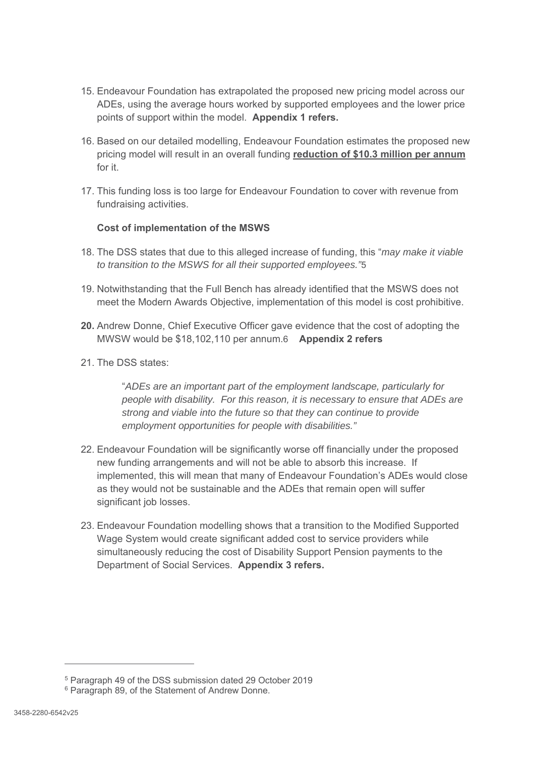15. Endeavour Foundation has extrapolated the proposed new pricing model across our ADEs, using the average hours worked by supported employees and the lower price points of support within the model. **Appendix 1 refers.**

16. Based on our detailed modelling, Endeavour Foundation estimates the proposed new pricing model will result in an overall funding **reduction of $10.3 million per annum** for it.

17. This funding loss is too large for Endeavour Foundation to cover with revenue from fundraising activities.

**Cost of implementation of the MSWS**

18. The DSS states that due to this alleged increase of funding, this "*may make it viable to transition to the MSWS for all their supported employees."*[5]

19. Notwithstanding that the Full Bench has already identified that the MSWS does not meet the Modern Awards Objective, implementation of this model is cost prohibitive.

20. Andrew Donne, Chief Executive Officer gave evidence that the cost of adopting the MWSW would be $18,102,110 per annum.[6] **Appendix 2 refers**

21. The DSS states:

    "*ADEs are an important part of the employment landscape, particularly for people with disability. For this reason, it is necessary to ensure that ADEs are strong and viable into the future so that they can continue to provide employment opportunities for people with disabilities."*

22. Endeavour Foundation will be significantly worse off financially under the proposed new funding arrangements and will not be able to absorb this increase. If implemented, this will mean that many of Endeavour Foundation's ADEs would close as they would not be sustainable and the ADEs that remain open will suffer significant job losses.

23. Endeavour Foundation modelling shows that a transition to the Modified Supported Wage System would create significant added cost to service providers while simultaneously reducing the cost of Disability Support Pension payments to the Department of Social Services. **Appendix 3 refers.**

---

[5] Paragraph 49 of the DSS submission dated 29 October 2019

[6] Paragraph 89, of the Statement of Andrew Donne.

3458-2280-6542v25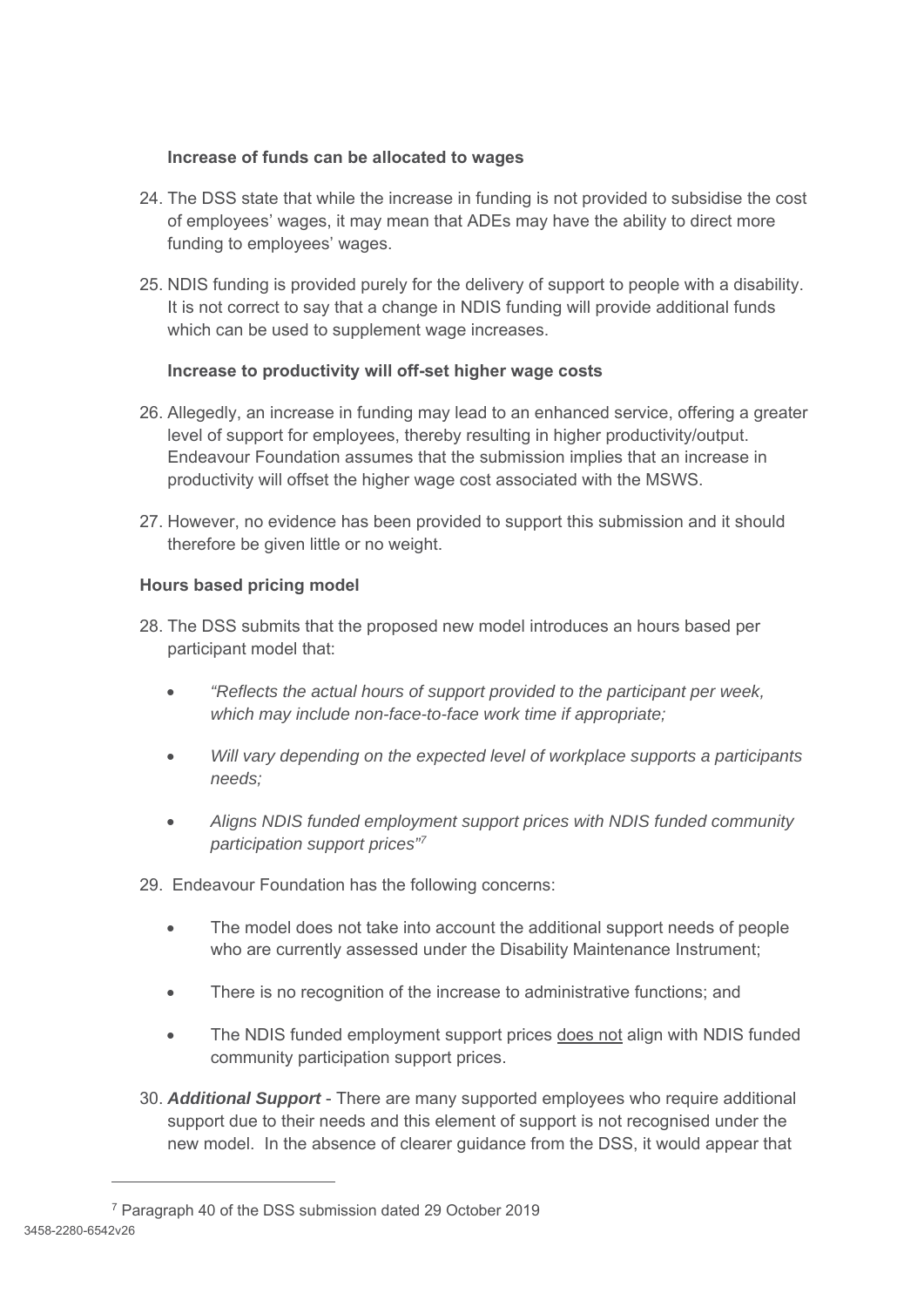**Increase of funds can be allocated to wages**

24. The DSS state that while the increase in funding is not provided to subsidise the cost of employees' wages, it may mean that ADEs may have the ability to direct more funding to employees' wages.

25. NDIS funding is provided purely for the delivery of support to people with a disability. It is not correct to say that a change in NDIS funding will provide additional funds which can be used to supplement wage increases.

**Increase to productivity will off-set higher wage costs**

26. Allegedly, an increase in funding may lead to an enhanced service, offering a greater level of support for employees, thereby resulting in higher productivity/output. Endeavour Foundation assumes that the submission implies that an increase in productivity will offset the higher wage cost associated with the MSWS.

27. However, no evidence has been provided to support this submission and it should therefore be given little or no weight.

**Hours based pricing model**

28. The DSS submits that the proposed new model introduces an hours based per participant model that:

    - *"Reflects the actual hours of support provided to the participant per week, which may include non-face-to-face work time if appropriate;*
    - *Will vary depending on the expected level of workplace supports a participants needs;*
    - *Aligns NDIS funded employment support prices with NDIS funded community participation support prices"*[7]

29. Endeavour Foundation has the following concerns:

    - The model does not take into account the additional support needs of people who are currently assessed under the Disability Maintenance Instrument;
    - There is no recognition of the increase to administrative functions; and
    - The NDIS funded employment support prices <u>does not</u> align with NDIS funded community participation support prices.

30. ***Additional Support*** - There are many supported employees who require additional support due to their needs and this element of support is not recognised under the new model. In the absence of clearer guidance from the DSS, it would appear that

[7] Paragraph 40 of the DSS submission dated 29 October 2019

3458-2280-6542v26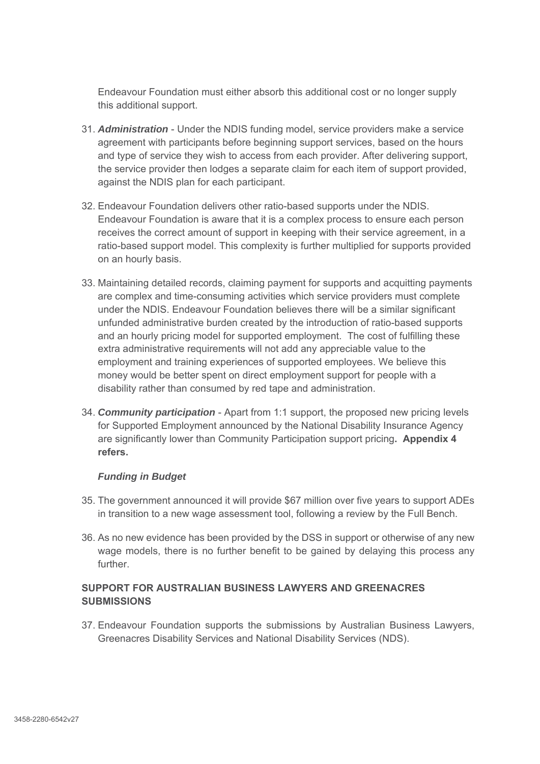Endeavour Foundation must either absorb this additional cost or no longer supply this additional support.

31. ***Administration*** - Under the NDIS funding model, service providers make a service agreement with participants before beginning support services, based on the hours and type of service they wish to access from each provider. After delivering support, the service provider then lodges a separate claim for each item of support provided, against the NDIS plan for each participant.

32. Endeavour Foundation delivers other ratio-based supports under the NDIS. Endeavour Foundation is aware that it is a complex process to ensure each person receives the correct amount of support in keeping with their service agreement, in a ratio-based support model. This complexity is further multiplied for supports provided on an hourly basis.

33. Maintaining detailed records, claiming payment for supports and acquitting payments are complex and time-consuming activities which service providers must complete under the NDIS. Endeavour Foundation believes there will be a similar significant unfunded administrative burden created by the introduction of ratio-based supports and an hourly pricing model for supported employment. The cost of fulfilling these extra administrative requirements will not add any appreciable value to the employment and training experiences of supported employees. We believe this money would be better spent on direct employment support for people with a disability rather than consumed by red tape and administration.

34. ***Community participation*** - Apart from 1:1 support, the proposed new pricing levels for Supported Employment announced by the National Disability Insurance Agency are significantly lower than Community Participation support pricing**. Appendix 4 refers.**

***Funding in Budget***

35. The government announced it will provide $67 million over five years to support ADEs in transition to a new wage assessment tool, following a review by the Full Bench.

36. As no new evidence has been provided by the DSS in support or otherwise of any new wage models, there is no further benefit to be gained by delaying this process any further.

## SUPPORT FOR AUSTRALIAN BUSINESS LAWYERS AND GREENACRES SUBMISSIONS

37. Endeavour Foundation supports the submissions by Australian Business Lawyers, Greenacres Disability Services and National Disability Services (NDS).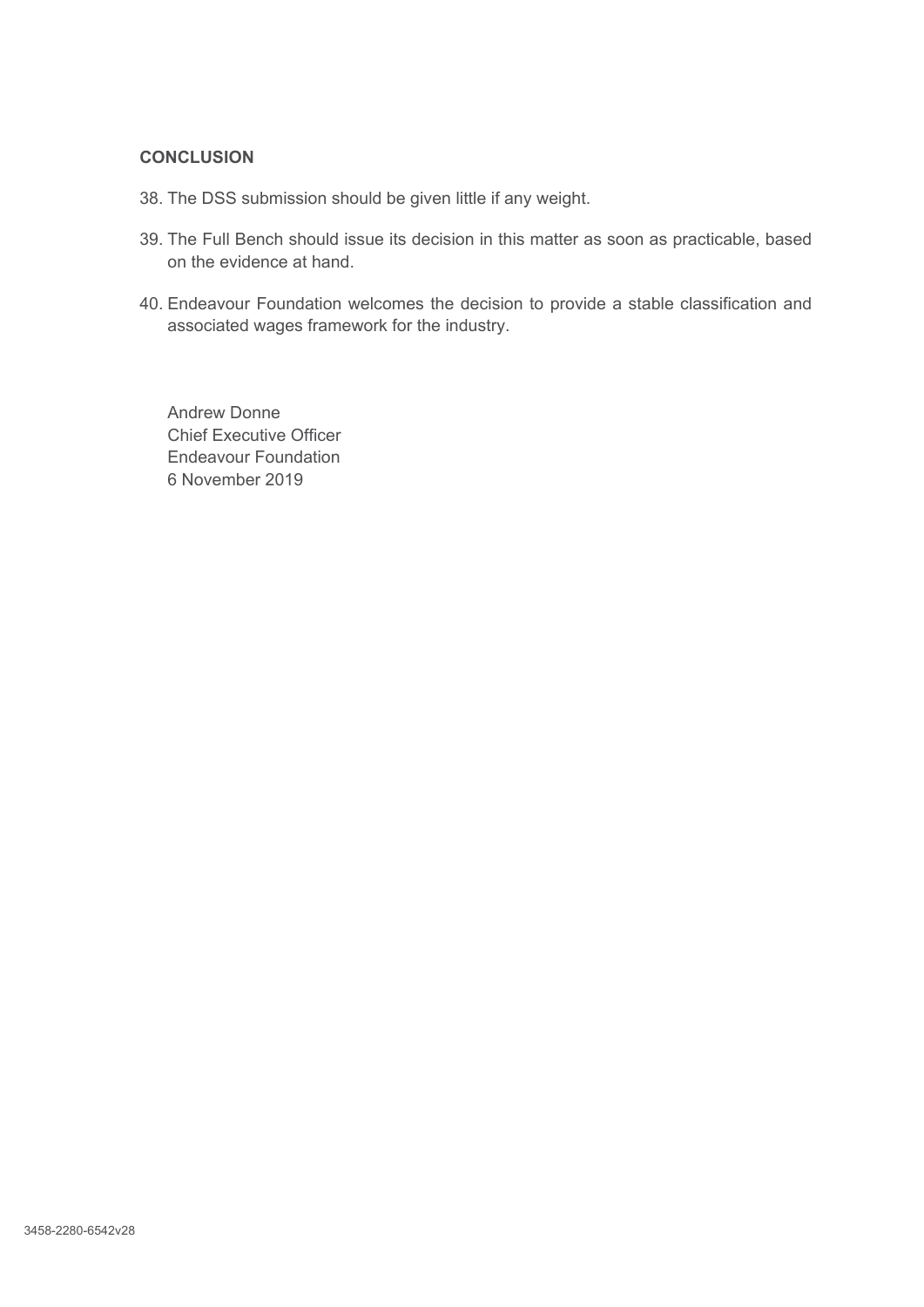## CONCLUSION

38. The DSS submission should be given little if any weight.

39. The Full Bench should issue its decision in this matter as soon as practicable, based on the evidence at hand.

40. Endeavour Foundation welcomes the decision to provide a stable classification and associated wages framework for the industry.

Andrew Donne
Chief Executive Officer
Endeavour Foundation
6 November 2019

3458-2280-6542v28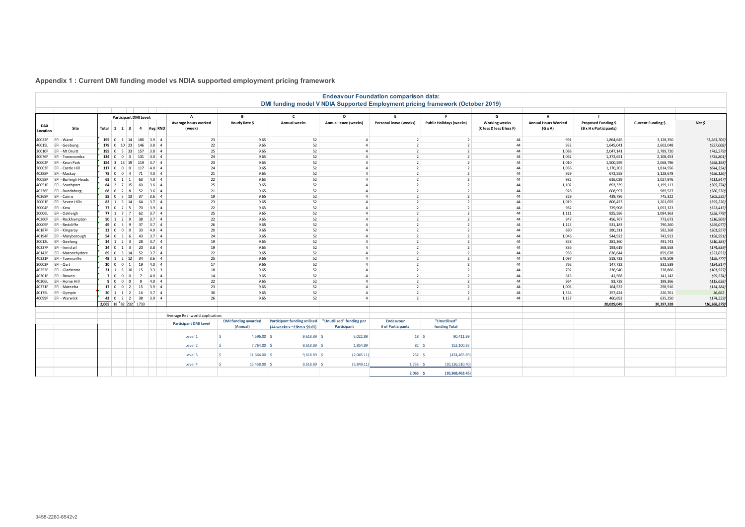## Appendix 1 : Current DMI funding model vs NDIA supported employment pricing framework

**Endeavour Foundation comparison data:**
**DMI funding model V NDIA Supported Employment pricing framework (October 2019)**

| DAX Location | Site | Total | Participant DMI Level: 1 | 2 | 3 | 4 | Avg | RND | A Average hours worked (week) | B Hourly Rate $ | C Annual weeks | D Annual leave (weeks) | E Personal leave (weeks) | F Public Holidays (weeks) | G Working weeks (C less D less E less F) | H Annual Hours Worked (G x A) | I Proposed Funding $ (B x H x Participants) | Current Funding $ | Var $ |
|---|---|---|---|---|---|---|---|---|---|---|---|---|---|---|---|---|---|---|---|
| 40022P | EFI - Wacol | 195 | 0 | 1 | 14 | 180 | 3.9 | 4 | 23 | 9.65 | 52 | 4 | 2 | 2 | 44 | 991 | 1,864,645 | 3,128,350 | *(1,263,706)* |
| 40015L | EFI - Geebung | 179 | 0 | 10 | 23 | 146 | 3.8 | 4 | 22 | 9.65 | 52 | 4 | 2 | 2 | 44 | 952 | 1,645,041 | 2,602,048 | *(957,008)* |
| 20010P | EFI - Mt Druitt | 195 | 0 | 5 | 33 | 157 | 3.8 | 4 | 25 | 9.65 | 52 | 4 | 2 | 2 | 44 | 1,088 | 2,047,141 | 2,789,720 | *(742,579)* |
| 40076P | EFI - Toowoomba | 134 | 0 | 0 | 3 | 131 | 4.0 | 4 | 24 | 9.65 | 52 | 4 | 2 | 2 | 44 | 1,062 | 1,372,651 | 2,108,453 | *(735,801)* |
| 30002P | EFI - Keon Park | 154 | 3 | 13 | 19 | 119 | 3.7 | 4 | 23 | 9.65 | 52 | 4 | 2 | 2 | 44 | 1,010 | 1,500,599 | 2,068,796 | *(568,198)* |
| 20003P | EFI - Castle Hill | 117 | 0 | 0 | 0 | 117 | 4.0 | 4 | 24 | 9.65 | 52 | 4 | 2 | 2 | 44 | 1,036 | 1,170,202 | 1,814,556 | *(644,354)* |
| 40288P | EFI - Mackay | 75 | 0 | 0 | 4 | 71 | 4.0 | 4 | 21 | 9.65 | 52 | 4 | 2 | 2 | 44 | 929 | 672,558 | 1,128,678 | *(456,120)* |
| 40058P | EFI - Burleigh Heads | 65 | 0 | 1 | 1 | 63 | 4.0 | 4 | 22 | 9.65 | 52 | 4 | 2 | 2 | 44 | 982 | 616,029 | 1,027,976 | *(411,947)* |
| 40051P | EFI - Southport | 84 | 2 | 7 | 15 | 60 | 3.6 | 4 | 25 | 9.65 | 52 | 4 | 2 | 2 | 44 | 1,102 | 893,339 | 1,199,113 | *(305,774)* |
| 40236P | EFI - Bundaberg | 68 | 6 | 2 | 8 | 52 | 3.6 | 4 | 21 | 9.65 | 52 | 4 | 2 | 2 | 44 | 928 | 608,997 | 989,527 | *(380,530)* |
| 40368P | EFI - Cairns | 55 | 0 | 5 | 13 | 37 | 3.6 | 4 | 19 | 9.65 | 52 | 4 | 2 | 2 | 44 | 829 | 439,786 | 745,322 | *(305,535)* |
| 20001P | EFI - Seven Hills | 82 | 1 | 3 | 14 | 64 | 3.7 | 4 | 23 | 9.65 | 52 | 4 | 2 | 2 | 44 | 1,019 | 806,423 | 1,201,659 | *(395,236)* |
| 30004P | EFI - Kew | 77 | 0 | 2 | 5 | 70 | 3.9 | 4 | 22 | 9.65 | 52 | 4 | 2 | 2 | 44 | 982 | 729,908 | 1,053,323 | *(323,415)* |
| 30006L | EFI - Oakleigh | 77 | 1 | 7 | 7 | 62 | 3.7 | 4 | 25 | 9.65 | 52 | 4 | 2 | 2 | 44 | 1,111 | 825,586 | 1,084,363 | *(258,778)* |
| 40260P | EFI - Rockhampton | 50 | 1 | 2 | 9 | 38 | 3.7 | 4 | 22 | 9.65 | 52 | 4 | 2 | 2 | 44 | 947 | 456,767 | 773,673 | *(316,906)* |
| 40009P | EFI - Redcliffe | 49 | 0 | 3 | 9 | 37 | 3.7 | 4 | 26 | 9.65 | 52 | 4 | 2 | 2 | 44 | 1,123 | 531,183 | 790,260 | *(259,077)* |
| 40187P | EFI - Kingaroy | 33 | 0 | 0 | 0 | 33 | 4.0 | 4 | 20 | 9.65 | 52 | 4 | 2 | 2 | 44 | 880 | 280,311 | 582,268 | *(301,957)* |
| 40194P | EFI - Maryborough | 54 | 0 | 5 | 6 | 43 | 3.7 | 4 | 24 | 9.65 | 52 | 4 | 2 | 2 | 44 | 1,046 | 544,922 | 743,913 | *(198,991)* |
| 30012L | EFI - Geelong | 34 | 1 | 2 | 3 | 28 | 3.7 | 4 | 19 | 9.65 | 52 | 4 | 2 | 2 | 44 | 858 | 281,360 | 491,743 | *(210,383)* |
| 40337P | EFI - Innisfail | 24 | 0 | 1 | 3 | 20 | 3.8 | 4 | 19 | 9.65 | 52 | 4 | 2 | 2 | 44 | 836 | 193,619 | 368,558 | *(174,939)* |
| 40142P | EFI - Maroochydore | 69 | 0 | 3 | 14 | 52 | 3.7 | 4 | 22 | 9.65 | 52 | 4 | 2 | 2 | 44 | 956 | 636,644 | 859,678 | *(223,033)* |
| 40321P | EFI - Townsville | 49 | 1 | 2 | 12 | 34 | 3.6 | 4 | 25 | 9.65 | 52 | 4 | 2 | 2 | 44 | 1,097 | 518,732 | 678,509 | *(159,777)* |
| 30003P | EFI - Qart | 20 | 0 | 0 | 1 | 19 | 4.0 | 4 | 17 | 9.65 | 52 | 4 | 2 | 2 | 44 | 765 | 147,722 | 332,539 | *(184,817)* |
| 40252P | EFI - Gladstone | 31 | 1 | 5 | 10 | 15 | 3.3 | 3 | 18 | 9.65 | 52 | 4 | 2 | 2 | 44 | 792 | 236,940 | 338,866 | *(101,927)* |
| 40301P | EFI - Bowen | 7 | 0 | 0 | 0 | 7 | 4.0 | 4 | 14 | 9.65 | 52 | 4 | 2 | 2 | 44 | 615 | 41,568 | 141,142 | *(99,574)* |
| 40306L | EFI - Home Hill | 9 | 0 | 0 | 0 | 9 | 4.0 | 4 | 22 | 9.65 | 52 | 4 | 2 | 2 | 44 | 964 | 83,728 | 199,366 | *(115,638)* |
| 40371P | EFI - Mareeba | 17 | 0 | 0 | 2 | 15 | 3.9 | 4 | 23 | 9.65 | 52 | 4 | 2 | 2 | 44 | 1,003 | 164,532 | 298,916 | *(134,384)* |
| 40175L | EFI - Gympie | 20 | 1 | 1 | 2 | 16 | 3.7 | 4 | 30 | 9.65 | 52 | 4 | 2 | 2 | 44 | 1,334 | 257,424 | 220,761 | *36,662* |
| 40099P | EFI - Warwick | 42 | 0 | 2 | 2 | 38 | 3.9 | 4 | 26 | 9.65 | 52 | 4 | 2 | 2 | 44 | 1,137 | 460,692 | 635,250 | *(174,559)* |
| | | 2,065 | 18 | 82 | 232 | 1733 | | | | | | | | | | | 20,029,049 | 30,397,328 | *(10,368,279)* |

Average Real world application:

| Participant DMI Level | DMI funding awarded (Annual) | Participant funding utilised (44 weeks x ~23hrs x $9.65) | "Unutilised" funding per Participant | Endeavour # of Participants | "Unutilised" funding Total |
|---|---|---|---|---|---|
| Level 1 | $ 4,596.00 | $ 9,618.89 | $ 5,022.89 | 18 | $ 90,411.99 |
| Level 2 | $ 7,764.00 | $ 9,618.89 | $ 1,854.89 | 82 | $ 152,100.85 |
| Level 3 | $ 11,664.00 | $ 9,618.89 | $ (2,045.11) | 232 | $ (474,465.89) |
| Level 4 | $ 15,468.00 | $ 9,618.89 | $ (5,849.11) | 1,733 | $ (10,136,510.40) |
| | | | | 2,065 | $ (10,368,463.45) |

3458-2280-6542v2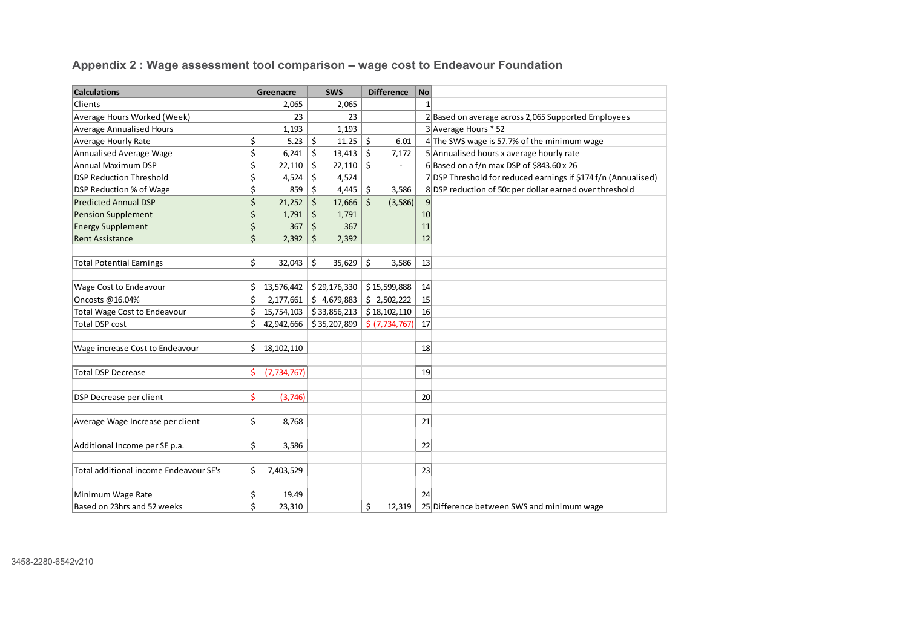## Appendix 2 : Wage assessment tool comparison – wage cost to Endeavour Foundation

| Calculations | Greenacre | SWS | Difference | No | |
|---|---|---|---|---|---|
| Clients | 2,065 | 2,065 | | 1 | |
| Average Hours Worked (Week) | 23 | 23 | | 2 | Based on average across 2,065 Supported Employees |
| Average Annualised Hours | 1,193 | 1,193 | | 3 | Average Hours * 52 |
| Average Hourly Rate | $ 5.23 | $ 11.25 | $ 6.01 | 4 | The SWS wage is 57.7% of the minimum wage |
| Annualised Average Wage | $ 6,241 | $ 13,413 | $ 7,172 | 5 | Annualised hours x average hourly rate |
| Annual Maximum DSP | $ 22,110 | $ 22,110 | $ - | 6 | Based on a f/n max DSP of $843.60 x 26 |
| DSP Reduction Threshold | $ 4,524 | $ 4,524 | | 7 | DSP Threshold for reduced earnings if $174 f/n (Annualised) |
| DSP Reduction % of Wage | $ 859 | $ 4,445 | $ 3,586 | 8 | DSP reduction of 50c per dollar earned over threshold |
| Predicted Annual DSP | $ 21,252 | $ 17,666 | $ (3,586) | 9 | |
| Pension Supplement | $ 1,791 | $ 1,791 | | 10 | |
| Energy Supplement | $ 367 | $ 367 | | 11 | |
| Rent Assistance | $ 2,392 | $ 2,392 | | 12 | |
| | | | | | |
| Total Potential Earnings | $ 32,043 | $ 35,629 | $ 3,586 | 13 | |
| | | | | | |
| Wage Cost to Endeavour | $ 13,576,442 | $ 29,176,330 | $ 15,599,888 | 14 | |
| Oncosts @16.04% | $ 2,177,661 | $ 4,679,883 | $ 2,502,222 | 15 | |
| Total Wage Cost to Endeavour | $ 15,754,103 | $ 33,856,213 | $ 18,102,110 | 16 | |
| Total DSP cost | $ 42,942,666 | $ 35,207,899 | $ (7,734,767) | 17 | |
| | | | | | |
| Wage increase Cost to Endeavour | $ 18,102,110 | | | 18 | |
| | | | | | |
| Total DSP Decrease | $ (7,734,767) | | | 19 | |
| | | | | | |
| DSP Decrease per client | $ (3,746) | | | 20 | |
| | | | | | |
| Average Wage Increase per client | $ 8,768 | | | 21 | |
| | | | | | |
| Additional Income per SE p.a. | $ 3,586 | | | 22 | |
| | | | | | |
| Total additional income Endeavour SE's | $ 7,403,529 | | | 23 | |
| | | | | | |
| Minimum Wage Rate | $ 19.49 | | | 24 | |
| Based on 23hrs and 52 weeks | $ 23,310 | | $ 12,319 | 25 | Difference between SWS and minimum wage |

3458-2280-6542v210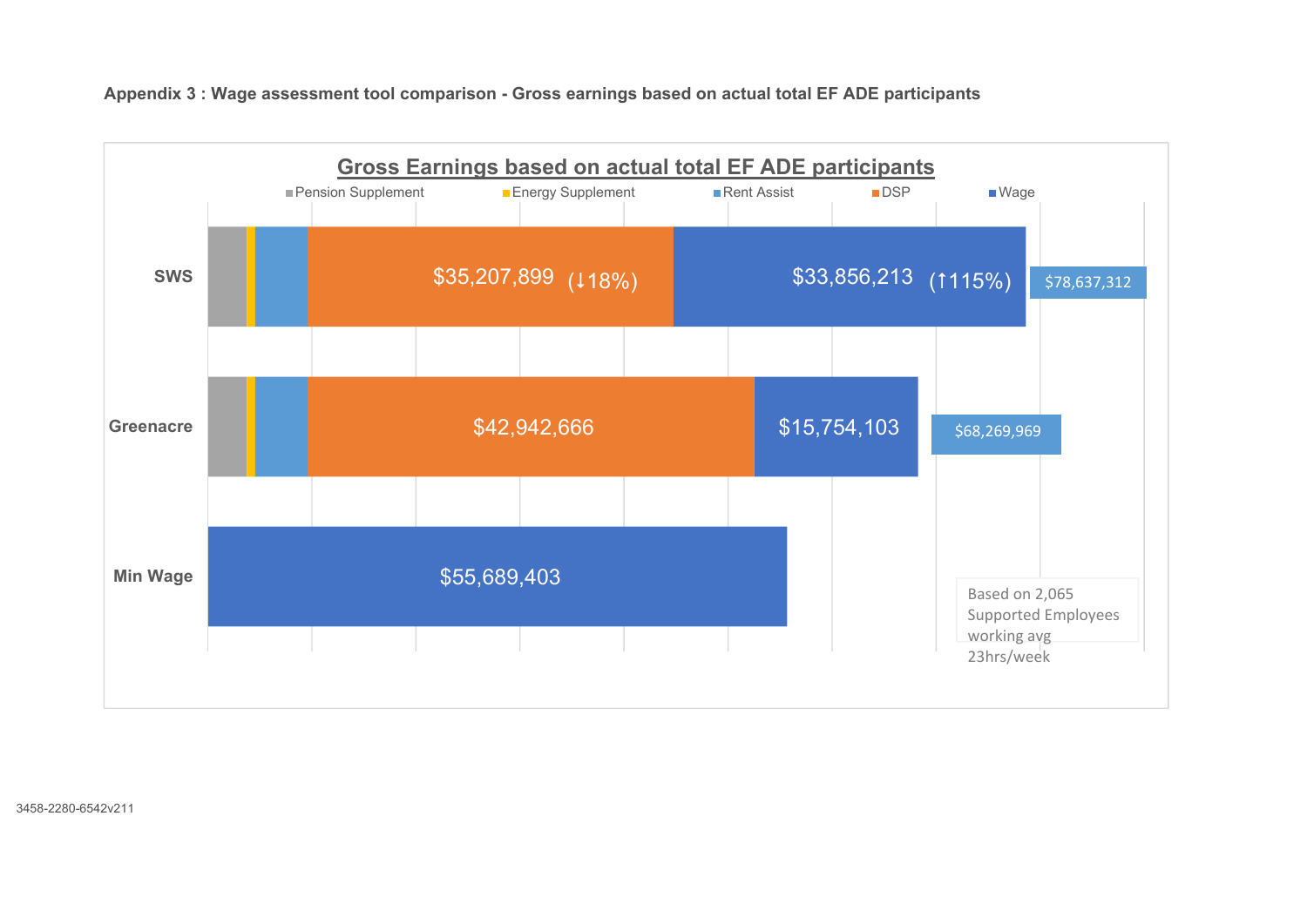**Appendix 3 : Wage assessment tool comparison - Gross earnings based on actual total EF ADE participants**

## Gross Earnings based on actual total EF ADE participants

Legend: Pension Supplement, Energy Supplement, Rent Assist, DSP, Wage

| | DSP | Wage | Total |
|---|---|---|---|
| SWS | $35,207,899 (↓18%) | $33,856,213 (↑115%) | $78,637,312 |
| Greenacre | $42,942,666 | $15,754,103 | $68,269,969 |
| Min Wage | | $55,689,403 | |

Based on 2,065 Supported Employees working avg 23hrs/week

3458-2280-6542v211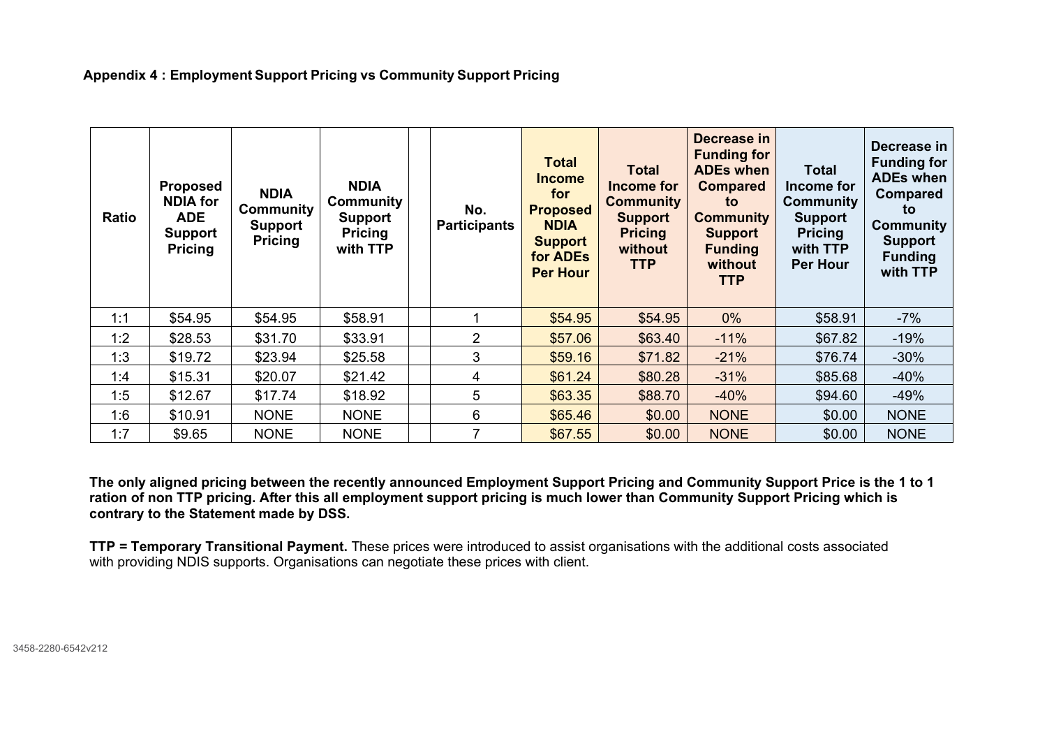**Appendix 4 : Employment Support Pricing vs Community Support Pricing**

| Ratio | Proposed NDIA for ADE Support Pricing | NDIA Community Support Pricing | NDIA Community Support Pricing with TTP | | No. Participants | Total Income for Proposed NDIA Support for ADEs Per Hour | Total Income for Community Support Pricing without TTP | Decrease in Funding for ADEs when Compared to Community Support Funding without TTP | Total Income for Community Support Pricing with TTP Per Hour | Decrease in Funding for ADEs when Compared to Community Support Funding with TTP |
|---|---|---|---|---|---|---|---|---|---|---|
| 1:1 | $54.95 | $54.95 | $58.91 | | 1 | $54.95 | $54.95 | 0% | $58.91 | -7% |
| 1:2 | $28.53 | $31.70 | $33.91 | | 2 | $57.06 | $63.40 | -11% | $67.82 | -19% |
| 1:3 | $19.72 | $23.94 | $25.58 | | 3 | $59.16 | $71.82 | -21% | $76.74 | -30% |
| 1:4 | $15.31 | $20.07 | $21.42 | | 4 | $61.24 | $80.28 | -31% | $85.68 | -40% |
| 1:5 | $12.67 | $17.74 | $18.92 | | 5 | $63.35 | $88.70 | -40% | $94.60 | -49% |
| 1:6 | $10.91 | NONE | NONE | | 6 | $65.46 | $0.00 | NONE | $0.00 | NONE |
| 1:7 | $9.65 | NONE | NONE | | 7 | $67.55 | $0.00 | NONE | $0.00 | NONE |

**The only aligned pricing between the recently announced Employment Support Pricing and Community Support Price is the 1 to 1 ration of non TTP pricing. After this all employment support pricing is much lower than Community Support Pricing which is contrary to the Statement made by DSS.**

**TTP = Temporary Transitional Payment.** These prices were introduced to assist organisations with the additional costs associated with providing NDIS supports. Organisations can negotiate these prices with client.

3458-2280-6542v212